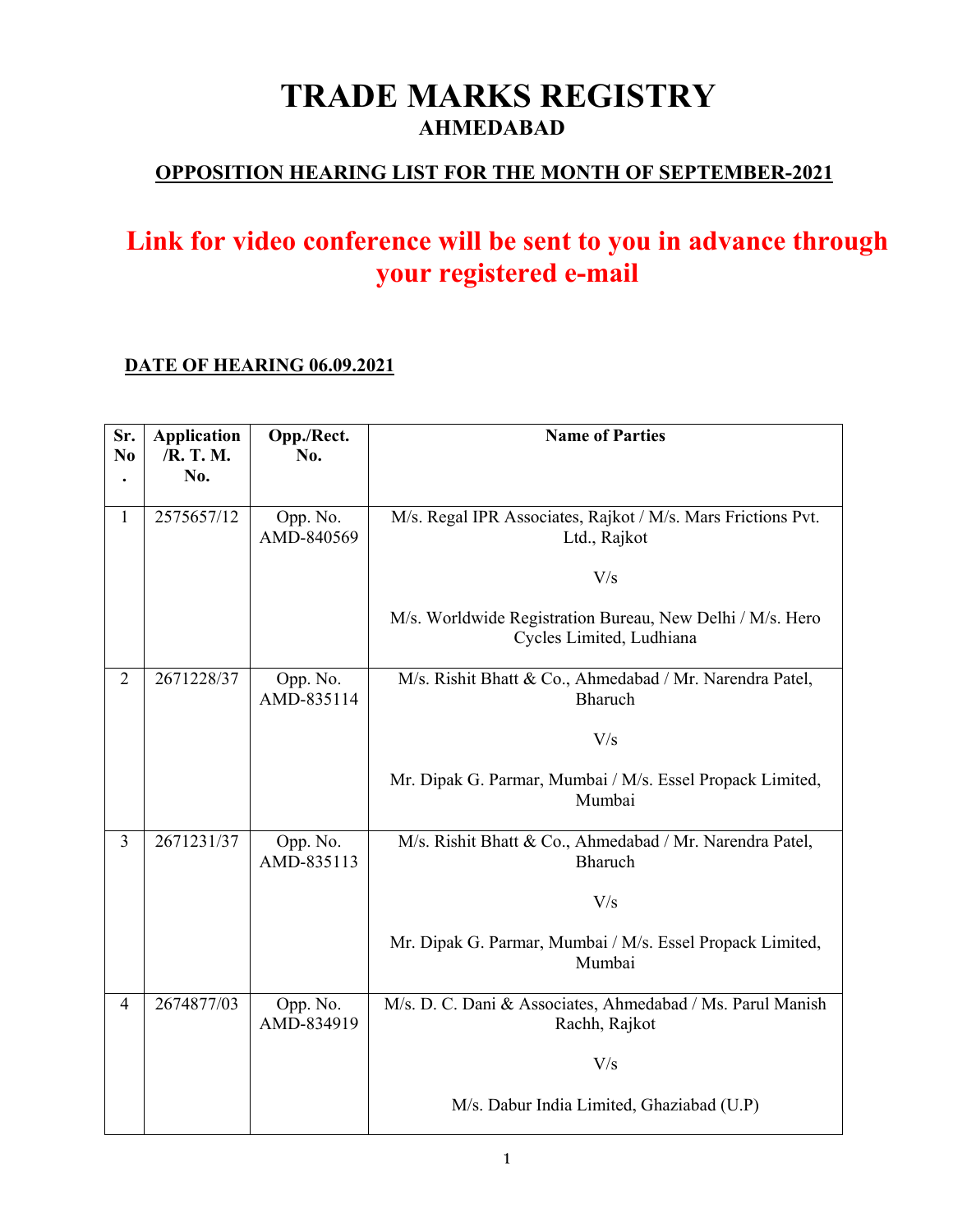# TRADE MARKS REGISTRY
## AHMEDABAD

**OPPOSITION HEARING LIST FOR THE MONTH OF SEPTEMBER-2021**

## Link for video conference will be sent to you in advance through your registered e-mail

**DATE OF HEARING 06.09.2021**

| Sr. No. | Application /R. T. M. No. | Opp./Rect. No. | Name of Parties |
|---|---|---|---|
| 1 | 2575657/12 | Opp. No. AMD-840569 | M/s. Regal IPR Associates, Rajkot / M/s. Mars Frictions Pvt. Ltd., Rajkot<br><br>V/s<br><br>M/s. Worldwide Registration Bureau, New Delhi / M/s. Hero Cycles Limited, Ludhiana |
| 2 | 2671228/37 | Opp. No. AMD-835114 | M/s. Rishit Bhatt & Co., Ahmedabad / Mr. Narendra Patel, Bharuch<br><br>V/s<br><br>Mr. Dipak G. Parmar, Mumbai / M/s. Essel Propack Limited, Mumbai |
| 3 | 2671231/37 | Opp. No. AMD-835113 | M/s. Rishit Bhatt & Co., Ahmedabad / Mr. Narendra Patel, Bharuch<br><br>V/s<br><br>Mr. Dipak G. Parmar, Mumbai / M/s. Essel Propack Limited, Mumbai |
| 4 | 2674877/03 | Opp. No. AMD-834919 | M/s. D. C. Dani & Associates, Ahmedabad / Ms. Parul Manish Rachh, Rajkot<br><br>V/s<br><br>M/s. Dabur India Limited, Ghaziabad (U.P) |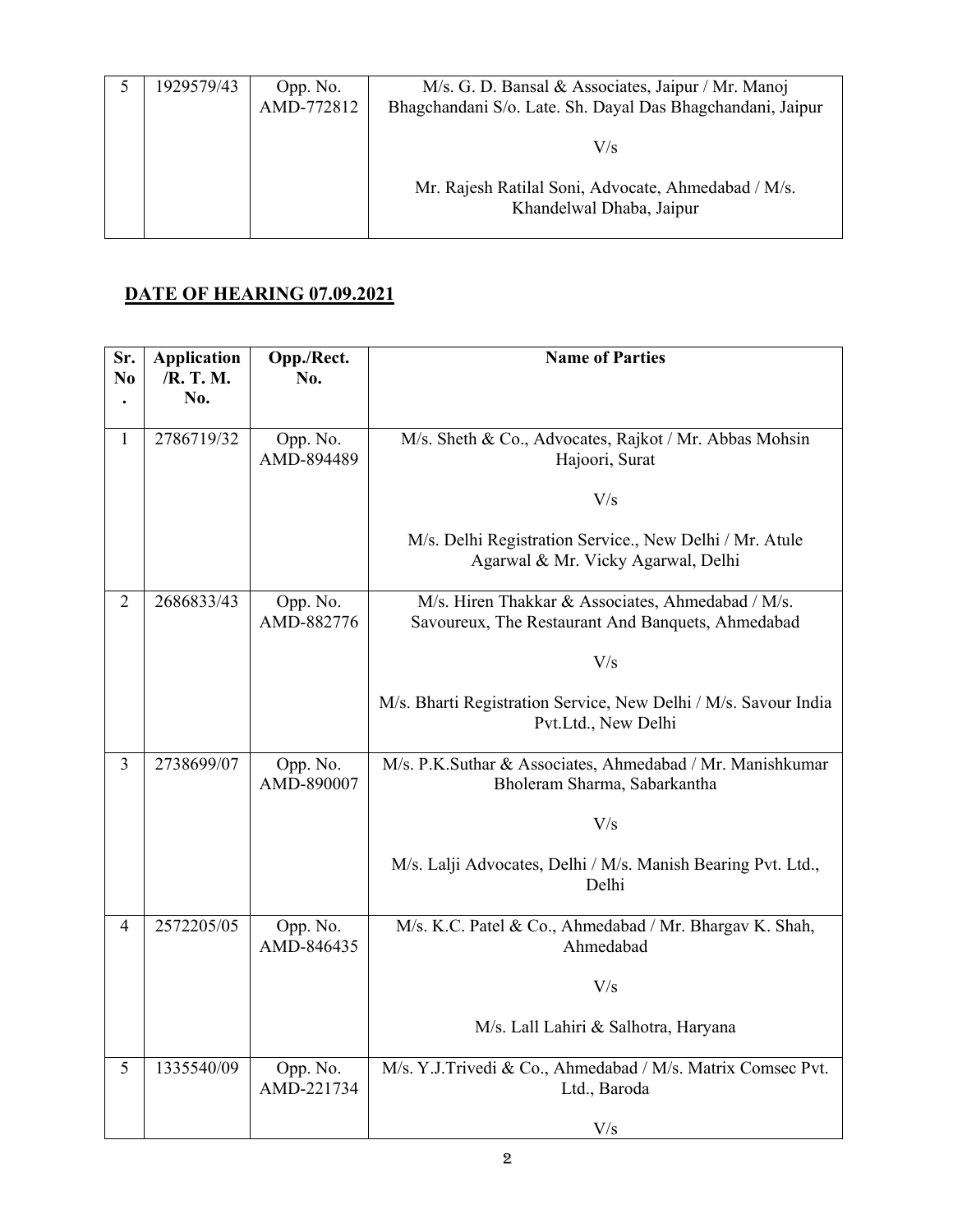| 5 | 1929579/43 | Opp. No. AMD-772812 | M/s. G. D. Bansal & Associates, Jaipur / Mr. Manoj Bhagchandani S/o. Late. Sh. Dayal Das Bhagchandani, Jaipur<br><br>V/s<br><br>Mr. Rajesh Ratilal Soni, Advocate, Ahmedabad / M/s. Khandelwal Dhaba, Jaipur |
|---|---|---|---|

## **DATE OF HEARING 07.09.2021**

| Sr. No. | Application /R. T. M. No. | Opp./Rect. No. | Name of Parties |
|---|---|---|---|
| 1 | 2786719/32 | Opp. No. AMD-894489 | M/s. Sheth & Co., Advocates, Rajkot / Mr. Abbas Mohsin Hajoori, Surat<br><br>V/s<br><br>M/s. Delhi Registration Service., New Delhi / Mr. Atule Agarwal & Mr. Vicky Agarwal, Delhi |
| 2 | 2686833/43 | Opp. No. AMD-882776 | M/s. Hiren Thakkar & Associates, Ahmedabad / M/s. Savoureux, The Restaurant And Banquets, Ahmedabad<br><br>V/s<br><br>M/s. Bharti Registration Service, New Delhi / M/s. Savour India Pvt.Ltd., New Delhi |
| 3 | 2738699/07 | Opp. No. AMD-890007 | M/s. P.K.Suthar & Associates, Ahmedabad / Mr. Manishkumar Bholeram Sharma, Sabarkantha<br><br>V/s<br><br>M/s. Lalji Advocates, Delhi / M/s. Manish Bearing Pvt. Ltd., Delhi |
| 4 | 2572205/05 | Opp. No. AMD-846435 | M/s. K.C. Patel & Co., Ahmedabad / Mr. Bhargav K. Shah, Ahmedabad<br><br>V/s<br><br>M/s. Lall Lahiri & Salhotra, Haryana |
| 5 | 1335540/09 | Opp. No. AMD-221734 | M/s. Y.J.Trivedi & Co., Ahmedabad / M/s. Matrix Comsec Pvt. Ltd., Baroda<br><br>V/s |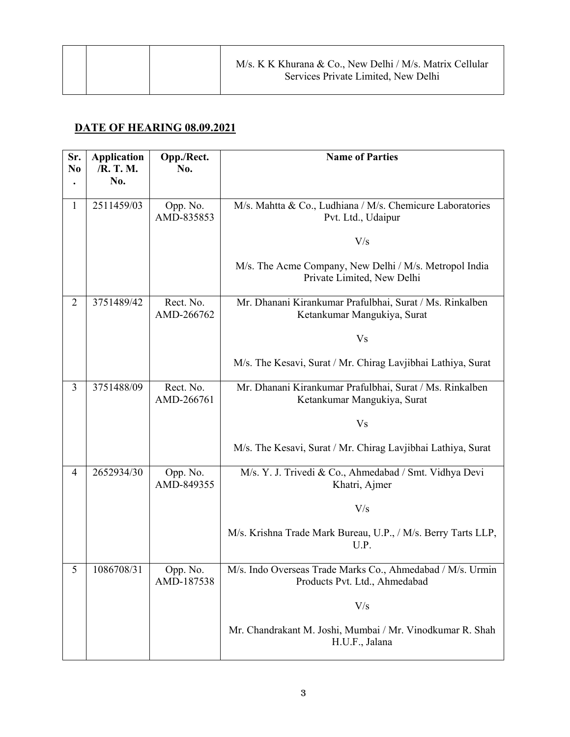| | | | M/s. K K Khurana & Co., New Delhi / M/s. Matrix Cellular Services Private Limited, New Delhi |
|---|---|---|---|

## DATE OF HEARING 08.09.2021

| Sr. No. | Application /R. T. M. No. | Opp./Rect. No. | Name of Parties |
|---|---|---|---|
| 1 | 2511459/03 | Opp. No. AMD-835853 | M/s. Mahtta & Co., Ludhiana / M/s. Chemicure Laboratories Pvt. Ltd., Udaipur<br><br>V/s<br><br>M/s. The Acme Company, New Delhi / M/s. Metropol India Private Limited, New Delhi |
| 2 | 3751489/42 | Rect. No. AMD-266762 | Mr. Dhanani Kirankumar Prafulbhai, Surat / Ms. Rinkalben Ketankumar Mangukiya, Surat<br><br>Vs<br><br>M/s. The Kesavi, Surat / Mr. Chirag Lavjibhai Lathiya, Surat |
| 3 | 3751488/09 | Rect. No. AMD-266761 | Mr. Dhanani Kirankumar Prafulbhai, Surat / Ms. Rinkalben Ketankumar Mangukiya, Surat<br><br>Vs<br><br>M/s. The Kesavi, Surat / Mr. Chirag Lavjibhai Lathiya, Surat |
| 4 | 2652934/30 | Opp. No. AMD-849355 | M/s. Y. J. Trivedi & Co., Ahmedabad / Smt. Vidhya Devi Khatri, Ajmer<br><br>V/s<br><br>M/s. Krishna Trade Mark Bureau, U.P., / M/s. Berry Tarts LLP, U.P. |
| 5 | 1086708/31 | Opp. No. AMD-187538 | M/s. Indo Overseas Trade Marks Co., Ahmedabad / M/s. Urmin Products Pvt. Ltd., Ahmedabad<br><br>V/s<br><br>Mr. Chandrakant M. Joshi, Mumbai / Mr. Vinodkumar R. Shah H.U.F., Jalana |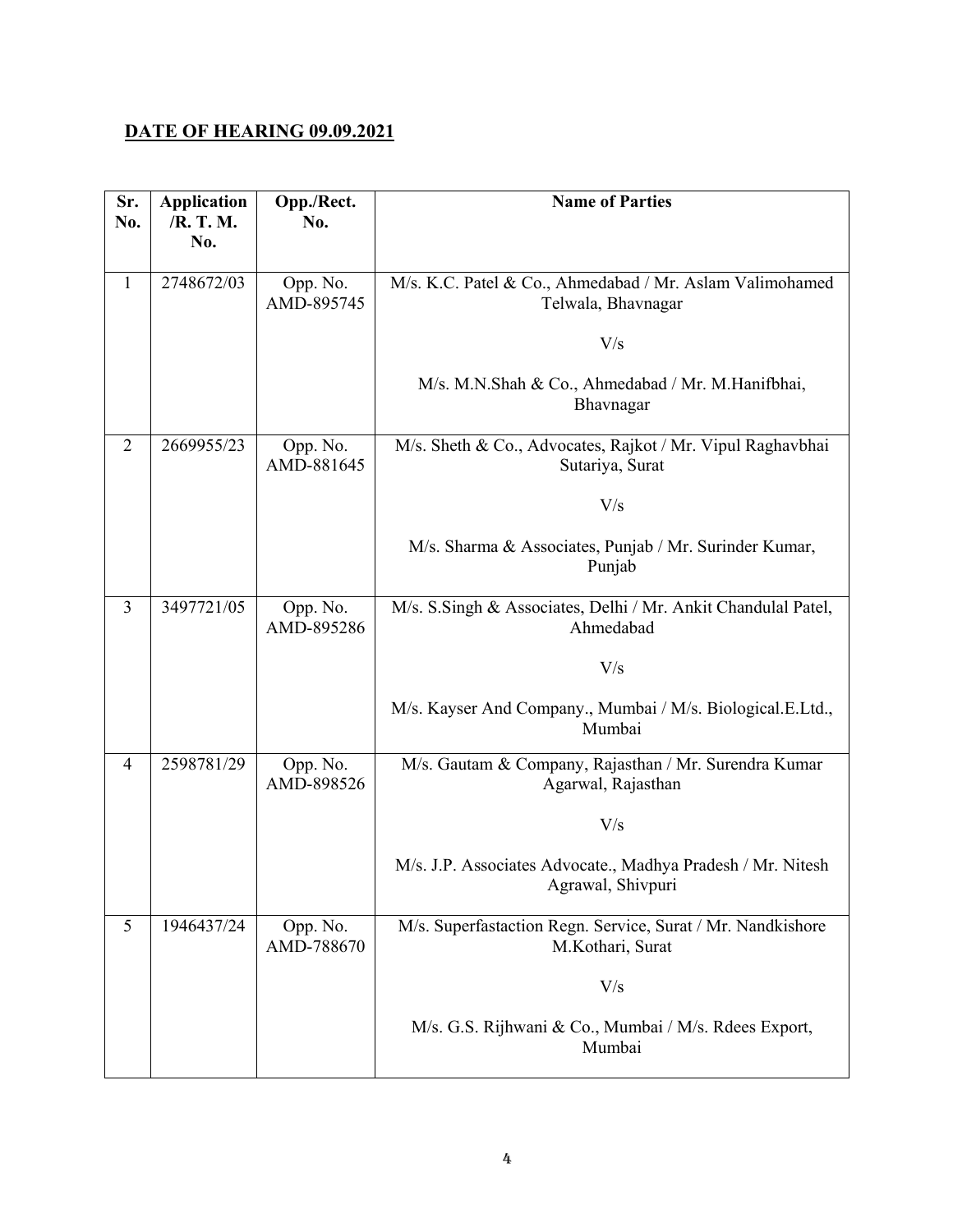**DATE OF HEARING 09.09.2021**

| Sr. No. | Application /R. T. M. No. | Opp./Rect. No. | Name of Parties |
|---|---|---|---|
| 1 | 2748672/03 | Opp. No. AMD-895745 | M/s. K.C. Patel & Co., Ahmedabad / Mr. Aslam Valimohamed Telwala, Bhavnagar<br><br>V/s<br><br>M/s. M.N.Shah & Co., Ahmedabad / Mr. M.Hanifbhai, Bhavnagar |
| 2 | 2669955/23 | Opp. No. AMD-881645 | M/s. Sheth & Co., Advocates, Rajkot / Mr. Vipul Raghavbhai Sutariya, Surat<br><br>V/s<br><br>M/s. Sharma & Associates, Punjab / Mr. Surinder Kumar, Punjab |
| 3 | 3497721/05 | Opp. No. AMD-895286 | M/s. S.Singh & Associates, Delhi / Mr. Ankit Chandulal Patel, Ahmedabad<br><br>V/s<br><br>M/s. Kayser And Company., Mumbai / M/s. Biological.E.Ltd., Mumbai |
| 4 | 2598781/29 | Opp. No. AMD-898526 | M/s. Gautam & Company, Rajasthan / Mr. Surendra Kumar Agarwal, Rajasthan<br><br>V/s<br><br>M/s. J.P. Associates Advocate., Madhya Pradesh / Mr. Nitesh Agrawal, Shivpuri |
| 5 | 1946437/24 | Opp. No. AMD-788670 | M/s. Superfastaction Regn. Service, Surat / Mr. Nandkishore M.Kothari, Surat<br><br>V/s<br><br>M/s. G.S. Rijhwani & Co., Mumbai / M/s. Rdees Export, Mumbai |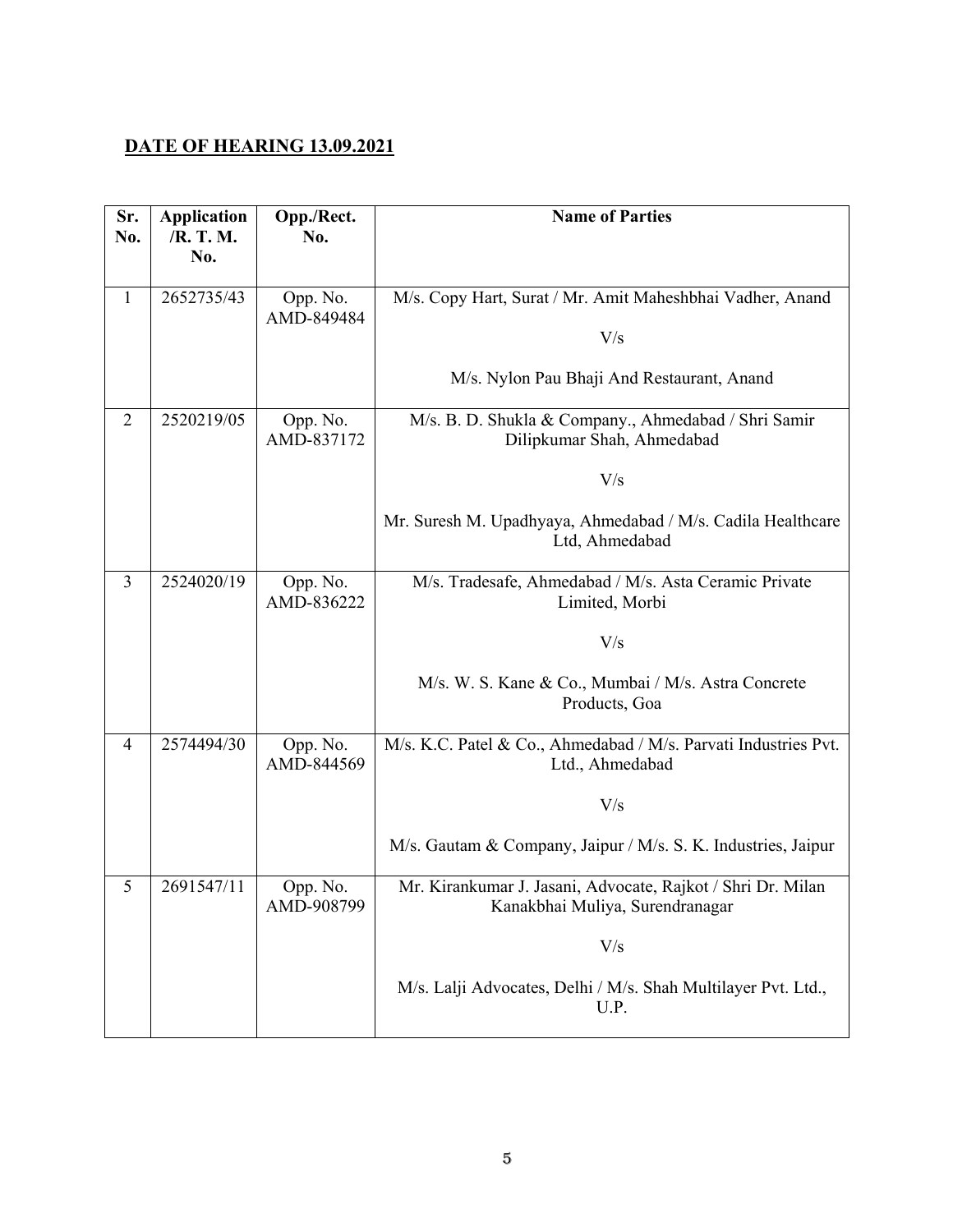**DATE OF HEARING 13.09.2021**

| Sr. No. | Application /R. T. M. No. | Opp./Rect. No. | Name of Parties |
|---|---|---|---|
| 1 | 2652735/43 | Opp. No. AMD-849484 | M/s. Copy Hart, Surat / Mr. Amit Maheshbhai Vadher, Anand<br><br>V/s<br><br>M/s. Nylon Pau Bhaji And Restaurant, Anand |
| 2 | 2520219/05 | Opp. No. AMD-837172 | M/s. B. D. Shukla & Company., Ahmedabad / Shri Samir Dilipkumar Shah, Ahmedabad<br><br>V/s<br><br>Mr. Suresh M. Upadhyaya, Ahmedabad / M/s. Cadila Healthcare Ltd, Ahmedabad |
| 3 | 2524020/19 | Opp. No. AMD-836222 | M/s. Tradesafe, Ahmedabad / M/s. Asta Ceramic Private Limited, Morbi<br><br>V/s<br><br>M/s. W. S. Kane & Co., Mumbai / M/s. Astra Concrete Products, Goa |
| 4 | 2574494/30 | Opp. No. AMD-844569 | M/s. K.C. Patel & Co., Ahmedabad / M/s. Parvati Industries Pvt. Ltd., Ahmedabad<br><br>V/s<br><br>M/s. Gautam & Company, Jaipur / M/s. S. K. Industries, Jaipur |
| 5 | 2691547/11 | Opp. No. AMD-908799 | Mr. Kirankumar J. Jasani, Advocate, Rajkot / Shri Dr. Milan Kanakbhai Muliya, Surendranagar<br><br>V/s<br><br>M/s. Lalji Advocates, Delhi / M/s. Shah Multilayer Pvt. Ltd., U.P. |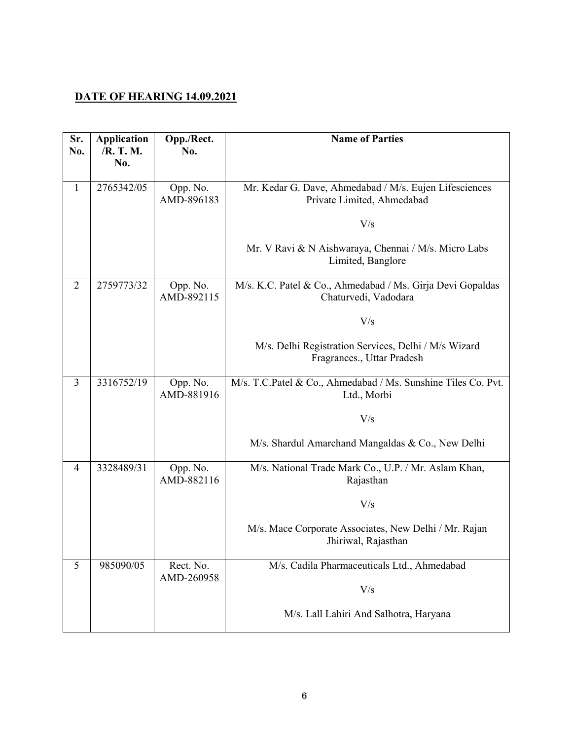**DATE OF HEARING 14.09.2021**

| Sr. No. | Application /R. T. M. No. | Opp./Rect. No. | Name of Parties |
|---|---|---|---|
| 1 | 2765342/05 | Opp. No. AMD-896183 | Mr. Kedar G. Dave, Ahmedabad / M/s. Eujen Lifesciences Private Limited, Ahmedabad<br><br>V/s<br><br>Mr. V Ravi & N Aishwaraya, Chennai / M/s. Micro Labs Limited, Banglore |
| 2 | 2759773/32 | Opp. No. AMD-892115 | M/s. K.C. Patel & Co., Ahmedabad / Ms. Girja Devi Gopaldas Chaturvedi, Vadodara<br><br>V/s<br><br>M/s. Delhi Registration Services, Delhi / M/s Wizard Fragrances., Uttar Pradesh |
| 3 | 3316752/19 | Opp. No. AMD-881916 | M/s. T.C.Patel & Co., Ahmedabad / Ms. Sunshine Tiles Co. Pvt. Ltd., Morbi<br><br>V/s<br><br>M/s. Shardul Amarchand Mangaldas & Co., New Delhi |
| 4 | 3328489/31 | Opp. No. AMD-882116 | M/s. National Trade Mark Co., U.P. / Mr. Aslam Khan, Rajasthan<br><br>V/s<br><br>M/s. Mace Corporate Associates, New Delhi / Mr. Rajan Jhiriwal, Rajasthan |
| 5 | 985090/05 | Rect. No. AMD-260958 | M/s. Cadila Pharmaceuticals Ltd., Ahmedabad<br><br>V/s<br><br>M/s. Lall Lahiri And Salhotra, Haryana |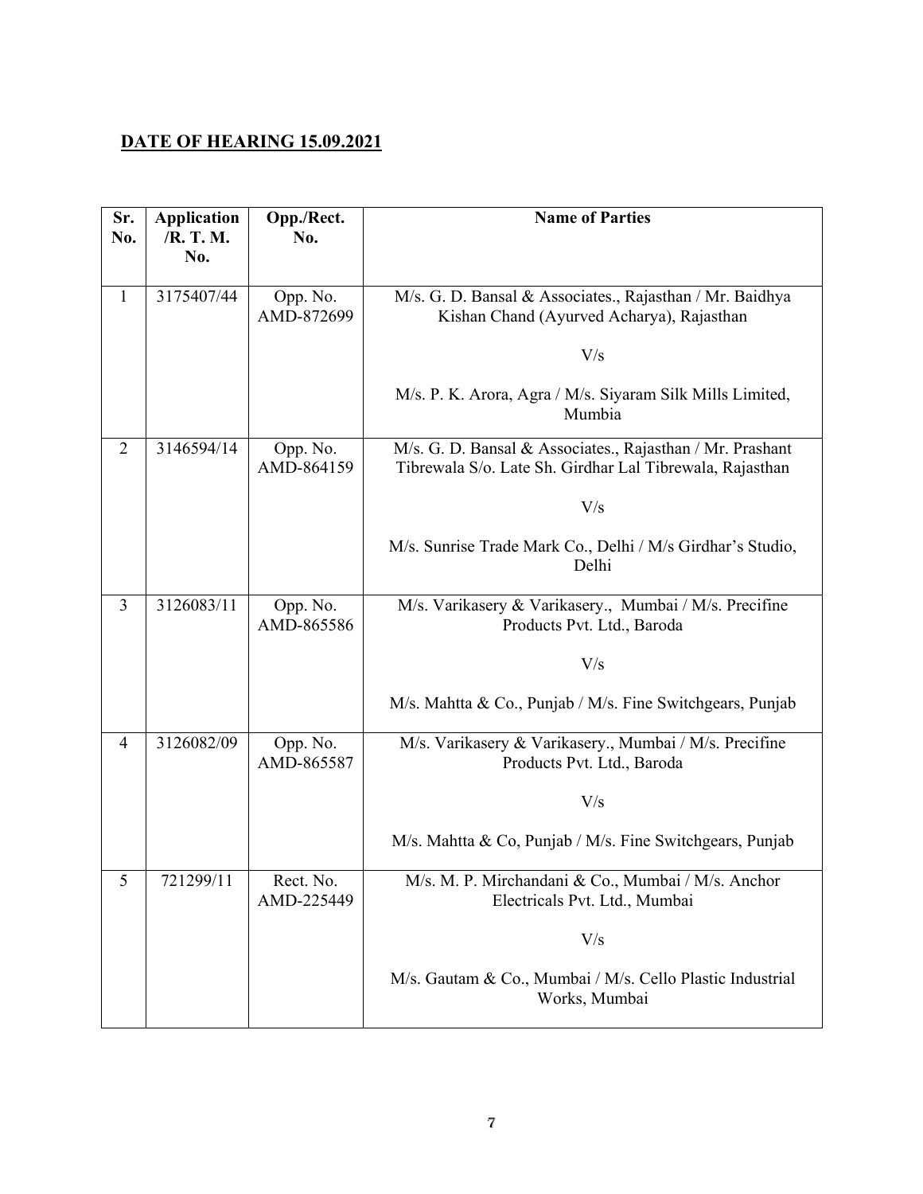**DATE OF HEARING 15.09.2021**

| Sr. No. | Application /R. T. M. No. | Opp./Rect. No. | Name of Parties |
|---|---|---|---|
| 1 | 3175407/44 | Opp. No. AMD-872699 | M/s. G. D. Bansal & Associates., Rajasthan / Mr. Baidhya Kishan Chand (Ayurved Acharya), Rajasthan<br><br>V/s<br><br>M/s. P. K. Arora, Agra / M/s. Siyaram Silk Mills Limited, Mumbia |
| 2 | 3146594/14 | Opp. No. AMD-864159 | M/s. G. D. Bansal & Associates., Rajasthan / Mr. Prashant Tibrewala S/o. Late Sh. Girdhar Lal Tibrewala, Rajasthan<br><br>V/s<br><br>M/s. Sunrise Trade Mark Co., Delhi / M/s Girdhar's Studio, Delhi |
| 3 | 3126083/11 | Opp. No. AMD-865586 | M/s. Varikasery & Varikasery., Mumbai / M/s. Precifine Products Pvt. Ltd., Baroda<br><br>V/s<br><br>M/s. Mahtta & Co., Punjab / M/s. Fine Switchgears, Punjab |
| 4 | 3126082/09 | Opp. No. AMD-865587 | M/s. Varikasery & Varikasery., Mumbai / M/s. Precifine Products Pvt. Ltd., Baroda<br><br>V/s<br><br>M/s. Mahtta & Co, Punjab / M/s. Fine Switchgears, Punjab |
| 5 | 721299/11 | Rect. No. AMD-225449 | M/s. M. P. Mirchandani & Co., Mumbai / M/s. Anchor Electricals Pvt. Ltd., Mumbai<br><br>V/s<br><br>M/s. Gautam & Co., Mumbai / M/s. Cello Plastic Industrial Works, Mumbai |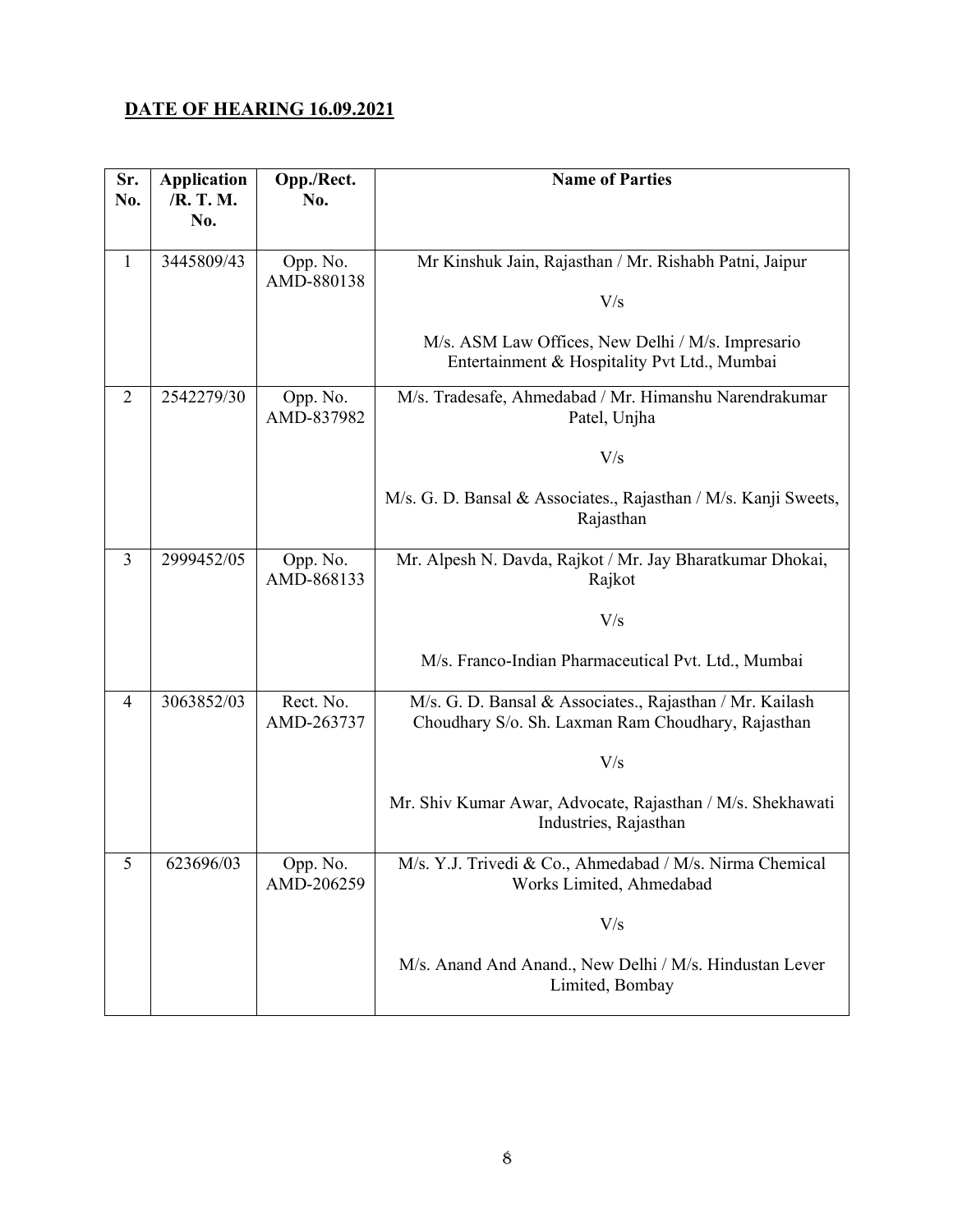**DATE OF HEARING 16.09.2021**

| Sr. No. | Application /R. T. M. No. | Opp./Rect. No. | Name of Parties |
|---|---|---|---|
| 1 | 3445809/43 | Opp. No. AMD-880138 | Mr Kinshuk Jain, Rajasthan / Mr. Rishabh Patni, Jaipur<br><br>V/s<br><br>M/s. ASM Law Offices, New Delhi / M/s. Impresario Entertainment & Hospitality Pvt Ltd., Mumbai |
| 2 | 2542279/30 | Opp. No. AMD-837982 | M/s. Tradesafe, Ahmedabad / Mr. Himanshu Narendrakumar Patel, Unjha<br><br>V/s<br><br>M/s. G. D. Bansal & Associates., Rajasthan / M/s. Kanji Sweets, Rajasthan |
| 3 | 2999452/05 | Opp. No. AMD-868133 | Mr. Alpesh N. Davda, Rajkot / Mr. Jay Bharatkumar Dhokai, Rajkot<br><br>V/s<br><br>M/s. Franco-Indian Pharmaceutical Pvt. Ltd., Mumbai |
| 4 | 3063852/03 | Rect. No. AMD-263737 | M/s. G. D. Bansal & Associates., Rajasthan / Mr. Kailash Choudhary S/o. Sh. Laxman Ram Choudhary, Rajasthan<br><br>V/s<br><br>Mr. Shiv Kumar Awar, Advocate, Rajasthan / M/s. Shekhawati Industries, Rajasthan |
| 5 | 623696/03 | Opp. No. AMD-206259 | M/s. Y.J. Trivedi & Co., Ahmedabad / M/s. Nirma Chemical Works Limited, Ahmedabad<br><br>V/s<br><br>M/s. Anand And Anand., New Delhi / M/s. Hindustan Lever Limited, Bombay |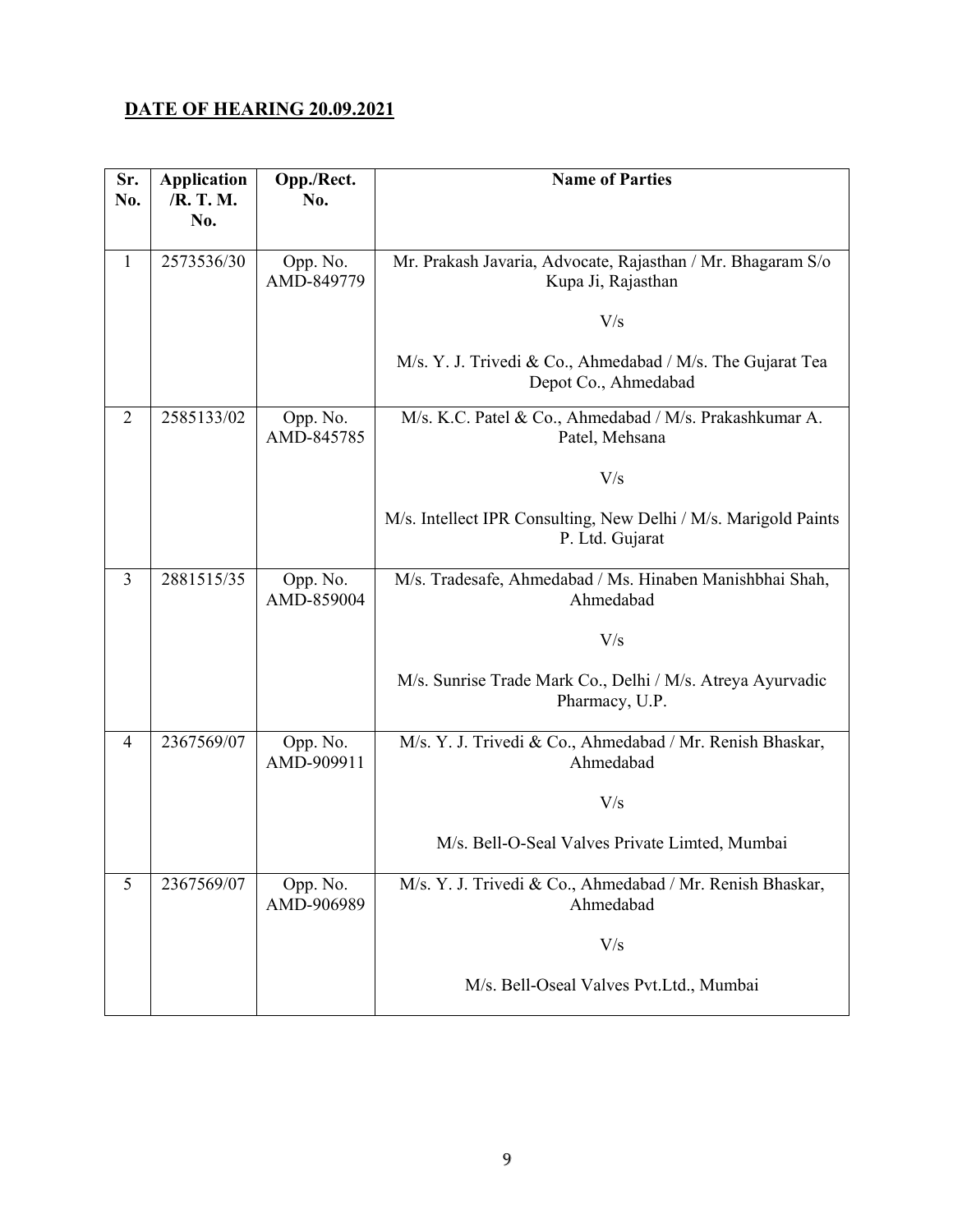**DATE OF HEARING 20.09.2021**

| Sr. No. | Application /R. T. M. No. | Opp./Rect. No. | Name of Parties |
|---|---|---|---|
| 1 | 2573536/30 | Opp. No. AMD-849779 | Mr. Prakash Javaria, Advocate, Rajasthan / Mr. Bhagaram S/o Kupa Ji, Rajasthan<br><br>V/s<br><br>M/s. Y. J. Trivedi & Co., Ahmedabad / M/s. The Gujarat Tea Depot Co., Ahmedabad |
| 2 | 2585133/02 | Opp. No. AMD-845785 | M/s. K.C. Patel & Co., Ahmedabad / M/s. Prakashkumar A. Patel, Mehsana<br><br>V/s<br><br>M/s. Intellect IPR Consulting, New Delhi / M/s. Marigold Paints P. Ltd. Gujarat |
| 3 | 2881515/35 | Opp. No. AMD-859004 | M/s. Tradesafe, Ahmedabad / Ms. Hinaben Manishbhai Shah, Ahmedabad<br><br>V/s<br><br>M/s. Sunrise Trade Mark Co., Delhi / M/s. Atreya Ayurvadic Pharmacy, U.P. |
| 4 | 2367569/07 | Opp. No. AMD-909911 | M/s. Y. J. Trivedi & Co., Ahmedabad / Mr. Renish Bhaskar, Ahmedabad<br><br>V/s<br><br>M/s. Bell-O-Seal Valves Private Limted, Mumbai |
| 5 | 2367569/07 | Opp. No. AMD-906989 | M/s. Y. J. Trivedi & Co., Ahmedabad / Mr. Renish Bhaskar, Ahmedabad<br><br>V/s<br><br>M/s. Bell-Oseal Valves Pvt.Ltd., Mumbai |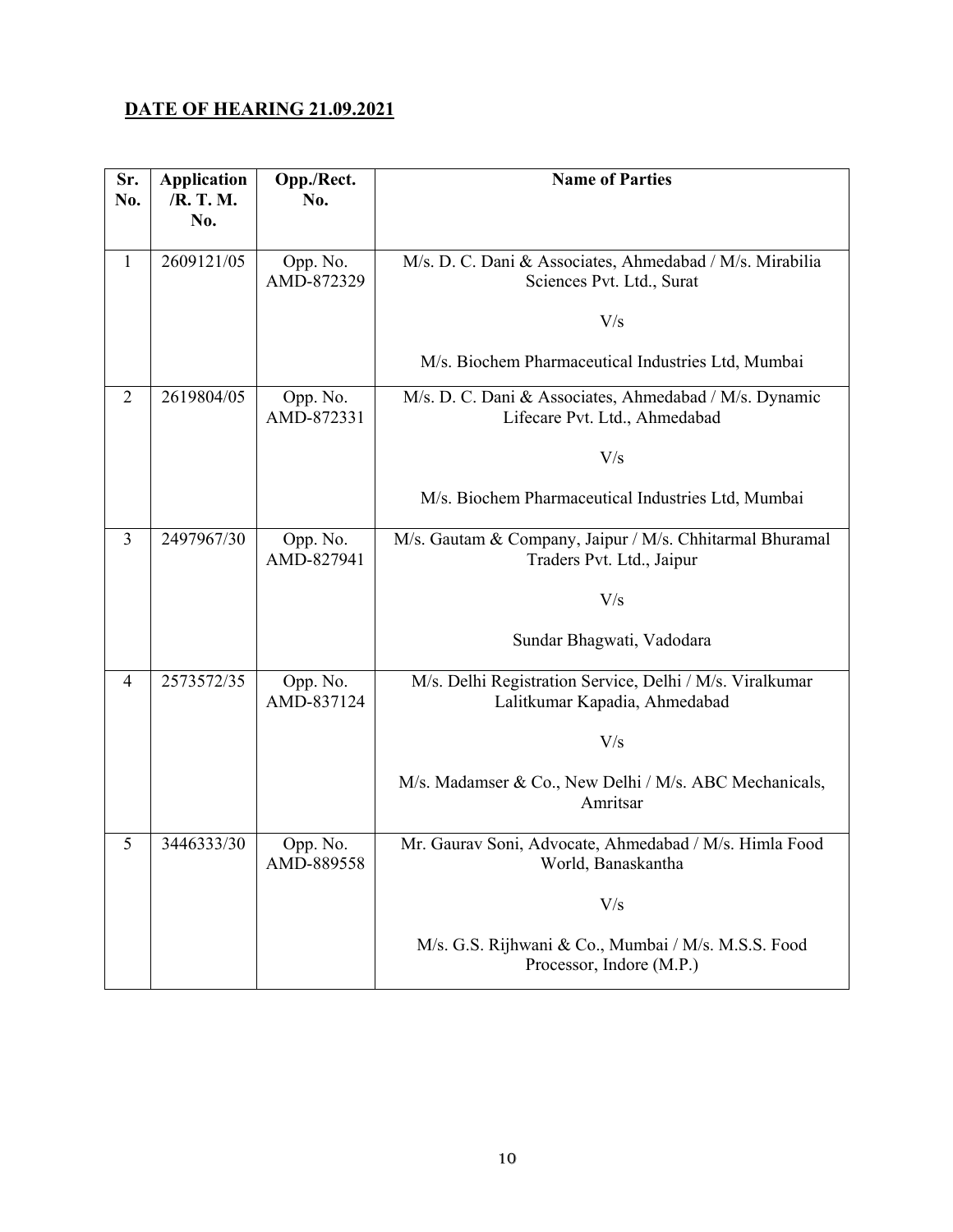**DATE OF HEARING 21.09.2021**

| Sr. No. | Application /R. T. M. No. | Opp./Rect. No. | Name of Parties |
|---|---|---|---|
| 1 | 2609121/05 | Opp. No. AMD-872329 | M/s. D. C. Dani & Associates, Ahmedabad / M/s. Mirabilia Sciences Pvt. Ltd., Surat<br><br>V/s<br><br>M/s. Biochem Pharmaceutical Industries Ltd, Mumbai |
| 2 | 2619804/05 | Opp. No. AMD-872331 | M/s. D. C. Dani & Associates, Ahmedabad / M/s. Dynamic Lifecare Pvt. Ltd., Ahmedabad<br><br>V/s<br><br>M/s. Biochem Pharmaceutical Industries Ltd, Mumbai |
| 3 | 2497967/30 | Opp. No. AMD-827941 | M/s. Gautam & Company, Jaipur / M/s. Chhitarmal Bhuramal Traders Pvt. Ltd., Jaipur<br><br>V/s<br><br>Sundar Bhagwati, Vadodara |
| 4 | 2573572/35 | Opp. No. AMD-837124 | M/s. Delhi Registration Service, Delhi / M/s. Viralkumar Lalitkumar Kapadia, Ahmedabad<br><br>V/s<br><br>M/s. Madamser & Co., New Delhi / M/s. ABC Mechanicals, Amritsar |
| 5 | 3446333/30 | Opp. No. AMD-889558 | Mr. Gaurav Soni, Advocate, Ahmedabad / M/s. Himla Food World, Banaskantha<br><br>V/s<br><br>M/s. G.S. Rijhwani & Co., Mumbai / M/s. M.S.S. Food Processor, Indore (M.P.) |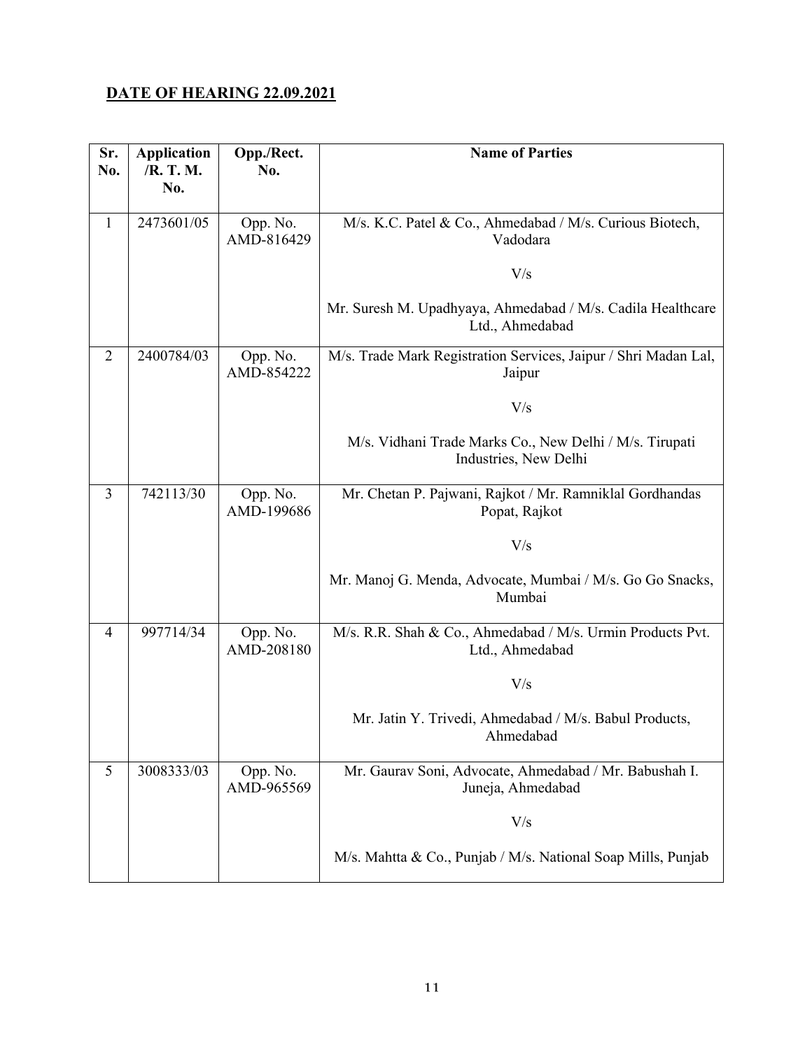**DATE OF HEARING 22.09.2021**

| Sr. No. | Application /R. T. M. No. | Opp./Rect. No. | Name of Parties |
|---|---|---|---|
| 1 | 2473601/05 | Opp. No. AMD-816429 | M/s. K.C. Patel & Co., Ahmedabad / M/s. Curious Biotech, Vadodara<br><br>V/s<br><br>Mr. Suresh M. Upadhyaya, Ahmedabad / M/s. Cadila Healthcare Ltd., Ahmedabad |
| 2 | 2400784/03 | Opp. No. AMD-854222 | M/s. Trade Mark Registration Services, Jaipur / Shri Madan Lal, Jaipur<br><br>V/s<br><br>M/s. Vidhani Trade Marks Co., New Delhi / M/s. Tirupati Industries, New Delhi |
| 3 | 742113/30 | Opp. No. AMD-199686 | Mr. Chetan P. Pajwani, Rajkot / Mr. Ramniklal Gordhandas Popat, Rajkot<br><br>V/s<br><br>Mr. Manoj G. Menda, Advocate, Mumbai / M/s. Go Go Snacks, Mumbai |
| 4 | 997714/34 | Opp. No. AMD-208180 | M/s. R.R. Shah & Co., Ahmedabad / M/s. Urmin Products Pvt. Ltd., Ahmedabad<br><br>V/s<br><br>Mr. Jatin Y. Trivedi, Ahmedabad / M/s. Babul Products, Ahmedabad |
| 5 | 3008333/03 | Opp. No. AMD-965569 | Mr. Gaurav Soni, Advocate, Ahmedabad / Mr. Babushah I. Juneja, Ahmedabad<br><br>V/s<br><br>M/s. Mahtta & Co., Punjab / M/s. National Soap Mills, Punjab |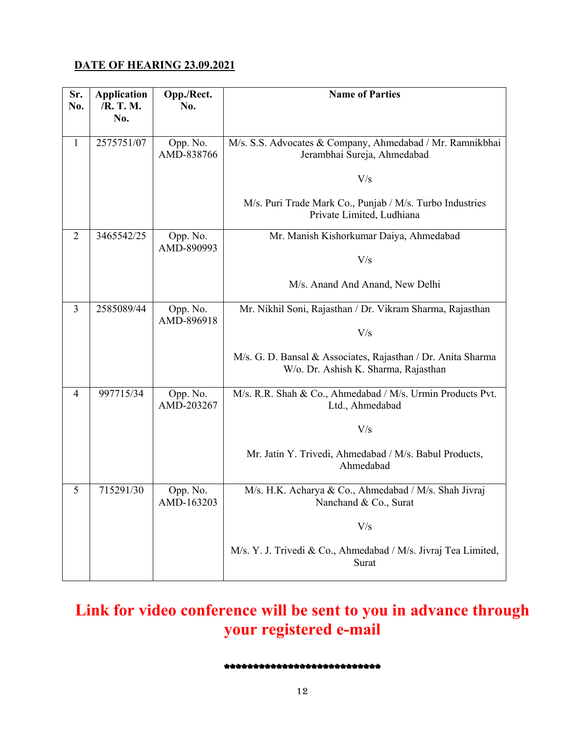**DATE OF HEARING 23.09.2021**

| Sr. No. | Application /R. T. M. No. | Opp./Rect. No. | Name of Parties |
|---|---|---|---|
| 1 | 2575751/07 | Opp. No. AMD-838766 | M/s. S.S. Advocates & Company, Ahmedabad / Mr. Ramnikbhai Jerambhai Sureja, Ahmedabad<br><br>V/s<br><br>M/s. Puri Trade Mark Co., Punjab / M/s. Turbo Industries Private Limited, Ludhiana |
| 2 | 3465542/25 | Opp. No. AMD-890993 | Mr. Manish Kishorkumar Daiya, Ahmedabad<br><br>V/s<br><br>M/s. Anand And Anand, New Delhi |
| 3 | 2585089/44 | Opp. No. AMD-896918 | Mr. Nikhil Soni, Rajasthan / Dr. Vikram Sharma, Rajasthan<br><br>V/s<br><br>M/s. G. D. Bansal & Associates, Rajasthan / Dr. Anita Sharma W/o. Dr. Ashish K. Sharma, Rajasthan |
| 4 | 997715/34 | Opp. No. AMD-203267 | M/s. R.R. Shah & Co., Ahmedabad / M/s. Urmin Products Pvt. Ltd., Ahmedabad<br><br>V/s<br><br>Mr. Jatin Y. Trivedi, Ahmedabad / M/s. Babul Products, Ahmedabad |
| 5 | 715291/30 | Opp. No. AMD-163203 | M/s. H.K. Acharya & Co., Ahmedabad / M/s. Shah Jivraj Nanchand & Co., Surat<br><br>V/s<br><br>M/s. Y. J. Trivedi & Co., Ahmedabad / M/s. Jivraj Tea Limited, Surat |

**Link for video conference will be sent to you in advance through your registered e-mail**

\*\*\*\*\*\*\*\*\*\*\*\*\*\*\*\*\*\*\*\*\*\*\*\*\*\*\*\*